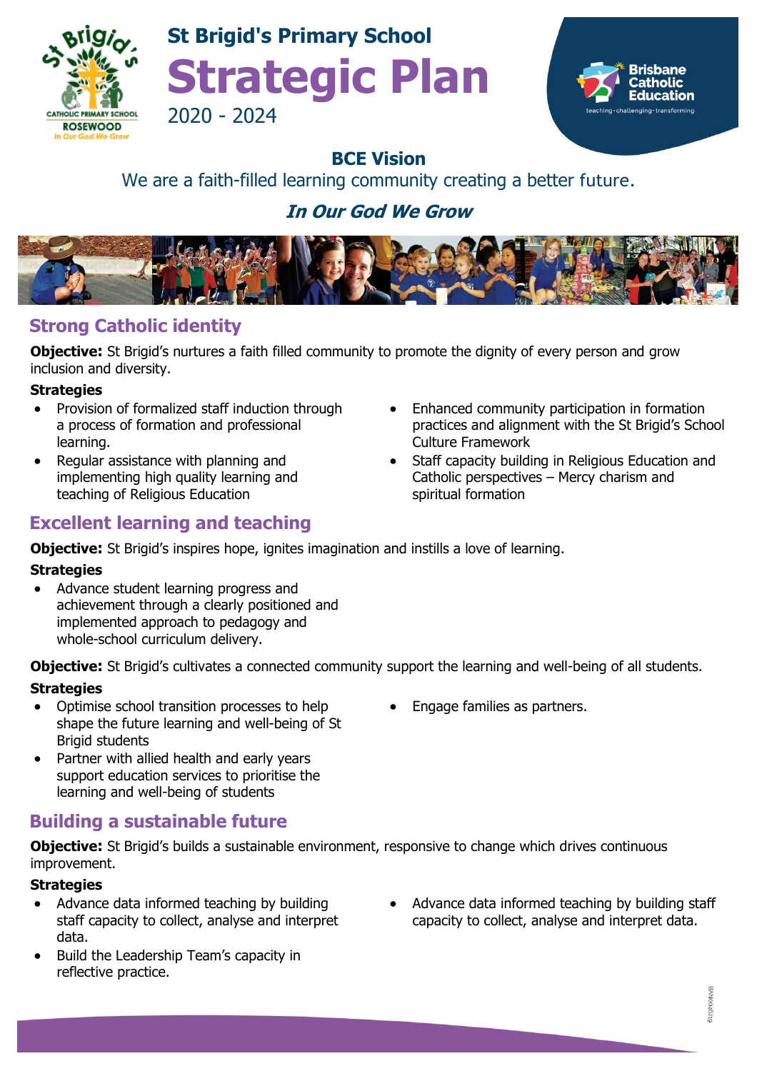St Brigid's Catholic Primary School
ROSEWOOD
In Our God We Grow

## St Brigid's Primary School

# Strategic Plan

2020 - 2024

Brisbane Catholic Education
teaching · challenging · transforming

### BCE Vision

We are a faith-filled learning community creating a better future.

***In Our God We Grow***

## Strong Catholic identity

**Objective:** St Brigid's nurtures a faith filled community to promote the dignity of every person and grow inclusion and diversity.

**Strategies**

- Provision of formalized staff induction through a process of formation and professional learning.
- Regular assistance with planning and implementing high quality learning and teaching of Religious Education
- Enhanced community participation in formation practices and alignment with the St Brigid's School Culture Framework
- Staff capacity building in Religious Education and Catholic perspectives – Mercy charism and spiritual formation

## Excellent learning and teaching

**Objective:** St Brigid's inspires hope, ignites imagination and instills a love of learning.

**Strategies**

- Advance student learning progress and achievement through a clearly positioned and implemented approach to pedagogy and whole-school curriculum delivery.

**Objective:** St Brigid's cultivates a connected community support the learning and well-being of all students.

**Strategies**

- Optimise school transition processes to help shape the future learning and well-being of St Brigid students
- Partner with allied health and early years support education services to prioritise the learning and well-being of students
- Engage families as partners.

## Building a sustainable future

**Objective:** St Brigid's builds a sustainable environment, responsive to change which drives continuous improvement.

**Strategies**

- Advance data informed teaching by building staff capacity to collect, analyse and interpret data.
- Build the Leadership Team's capacity in reflective practice.
- Advance data informed teaching by building staff capacity to collect, analyse and interpret data.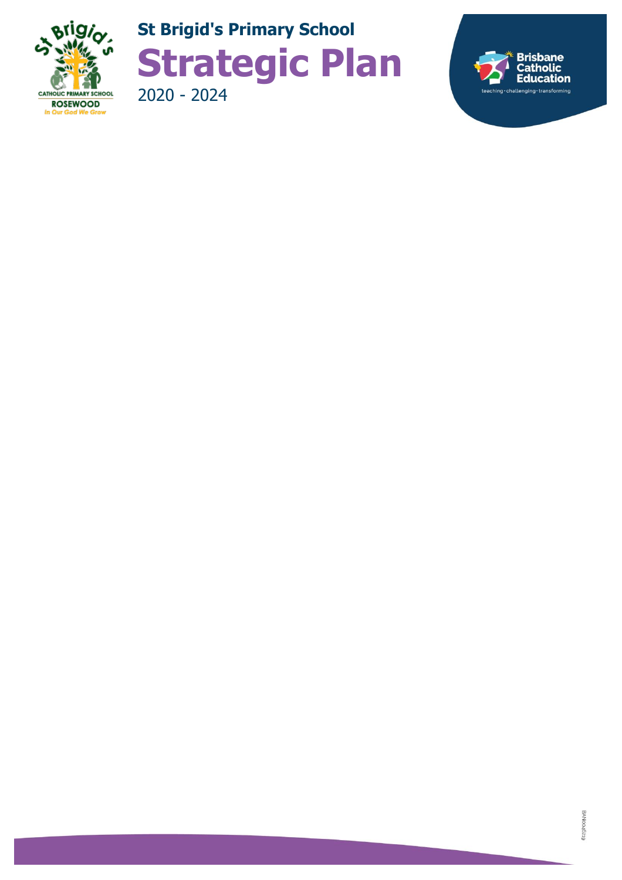# St Brigid's Primary School

# Strategic Plan

2020 - 2024